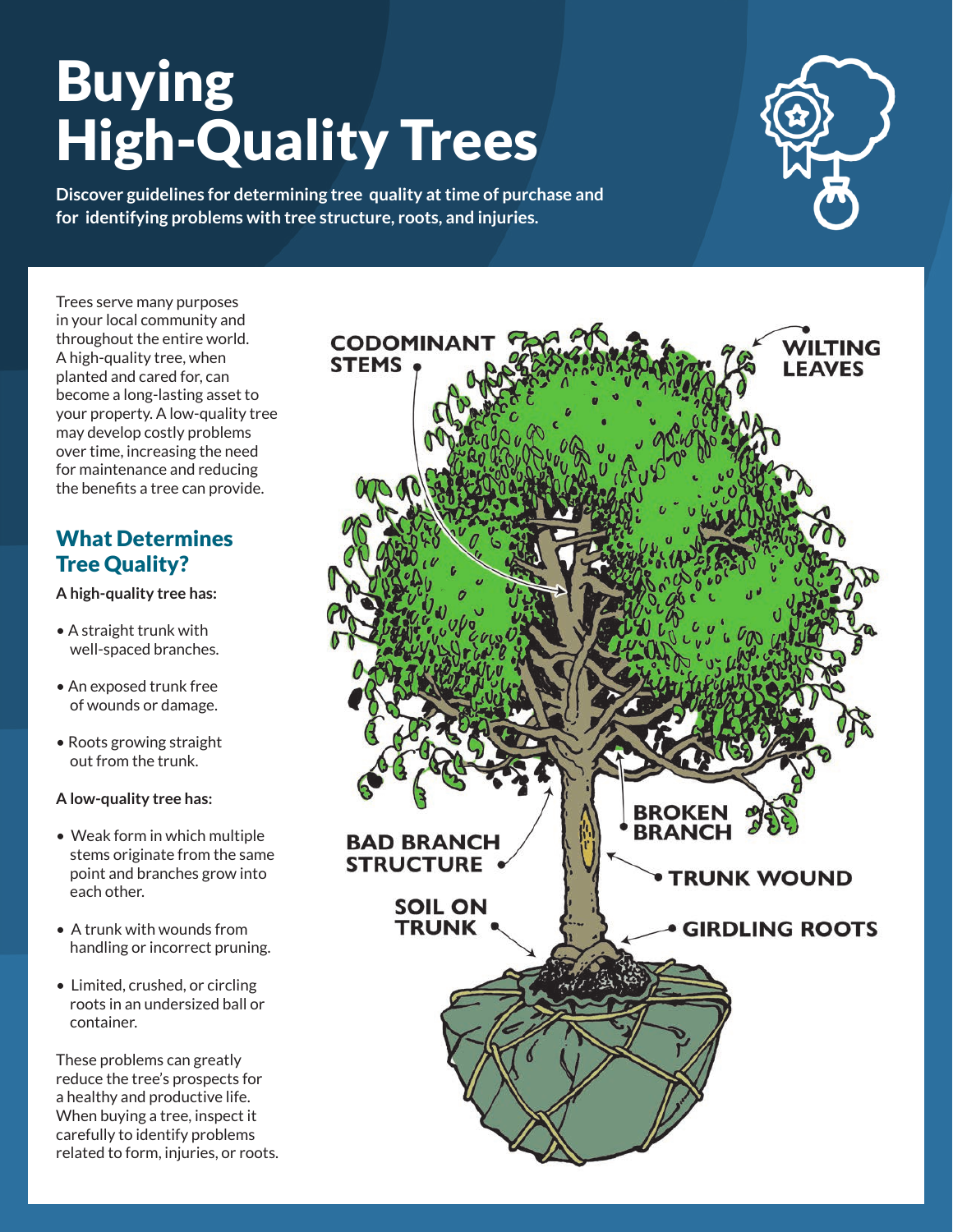# Buying High-Quality Trees

**Discover guidelines for determining tree quality at time of purchase and for identifying problems with tree structure, roots, and injuries.**

Trees serve many purposes in your local community and throughout the entire world. A high-quality tree, when planted and cared for, can become a long-lasting asset to your property. A low-quality tree may develop costly problems over time, increasing the need for maintenance and reducing the benefits a tree can provide.

## What Determines Tree Quality?

**A high-quality tree has:**

- A straight trunk with well-spaced branches.
- An exposed trunk free of wounds or damage.
- Roots growing straight out from the trunk.

**A low-quality tree has:**

- Weak form in which multiple stems originate from the same point and branches grow into each other.
- A trunk with wounds from handling or incorrect pruning.
- Limited, crushed, or circling roots in an undersized ball or container.

These problems can greatly reduce the tree's prospects for a healthy and productive life. When buying a tree, inspect it carefully to identify problems related to form, injuries, or roots.

CODOMINANT STEMS

WILTING LEAVES

BROKEN BRANCH

BAD BRANCH STRUCTURE

TRUNK WOUND

SOIL ON TRUNK

GIRDLING ROOTS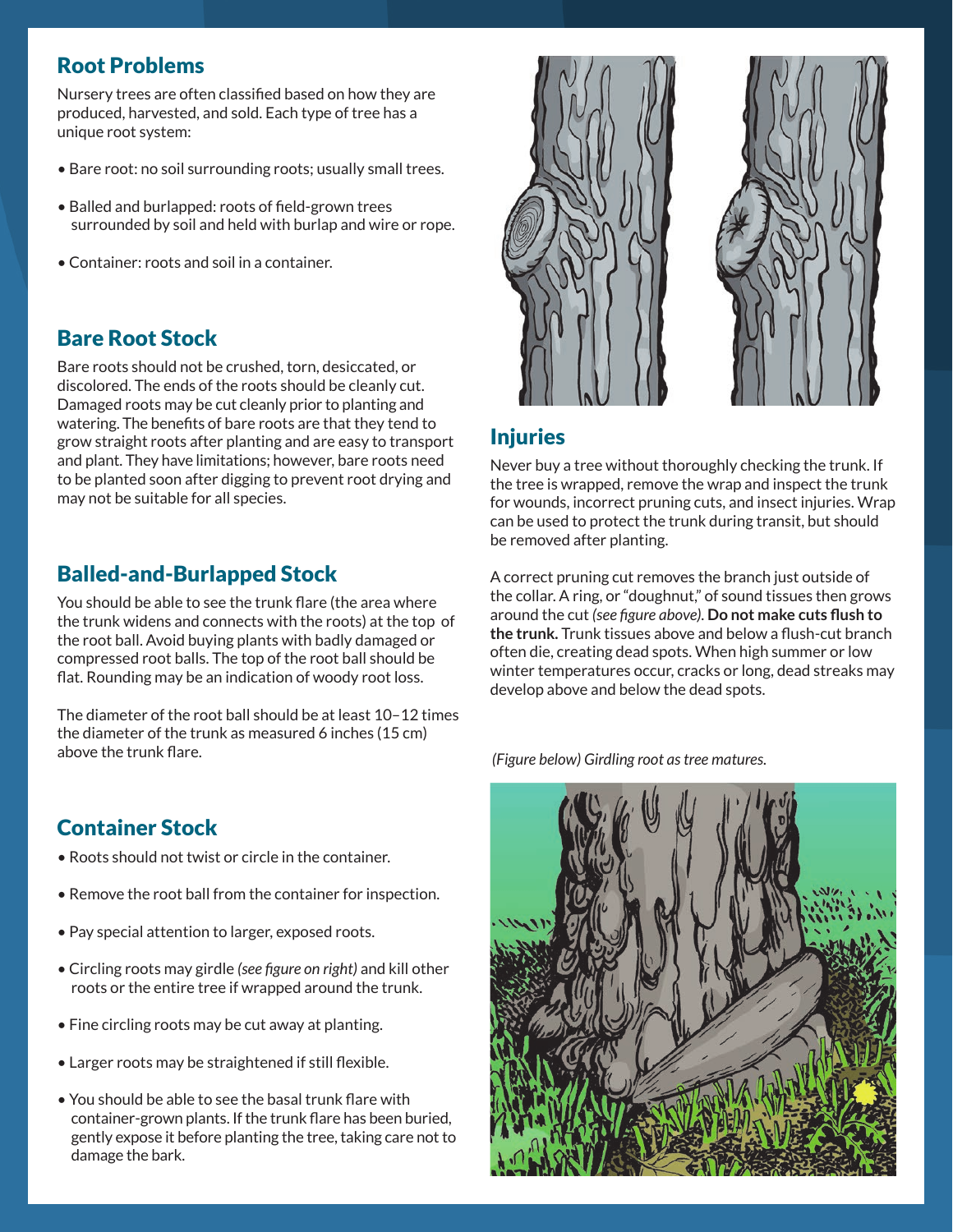## Root Problems

Nursery trees are often classified based on how they are produced, harvested, and sold. Each type of tree has a unique root system:

- Bare root: no soil surrounding roots; usually small trees.
- Balled and burlapped: roots of field-grown trees surrounded by soil and held with burlap and wire or rope.
- Container: roots and soil in a container.

## Bare Root Stock

Bare roots should not be crushed, torn, desiccated, or discolored. The ends of the roots should be cleanly cut. Damaged roots may be cut cleanly prior to planting and watering. The benefits of bare roots are that they tend to grow straight roots after planting and are easy to transport and plant. They have limitations; however, bare roots need to be planted soon after digging to prevent root drying and may not be suitable for all species.

## Balled-and-Burlapped Stock

You should be able to see the trunk flare (the area where the trunk widens and connects with the roots) at the top of the root ball. Avoid buying plants with badly damaged or compressed root balls. The top of the root ball should be flat. Rounding may be an indication of woody root loss.

The diameter of the root ball should be at least 10–12 times the diameter of the trunk as measured 6 inches (15 cm) above the trunk flare.

## Container Stock

- Roots should not twist or circle in the container.
- Remove the root ball from the container for inspection.
- Pay special attention to larger, exposed roots.
- Circling roots may girdle *(see figure on right)* and kill other roots or the entire tree if wrapped around the trunk.
- Fine circling roots may be cut away at planting.
- Larger roots may be straightened if still flexible.
- You should be able to see the basal trunk flare with container-grown plants. If the trunk flare has been buried, gently expose it before planting the tree, taking care not to damage the bark.

## Injuries

Never buy a tree without thoroughly checking the trunk. If the tree is wrapped, remove the wrap and inspect the trunk for wounds, incorrect pruning cuts, and insect injuries. Wrap can be used to protect the trunk during transit, but should be removed after planting.

A correct pruning cut removes the branch just outside of the collar. A ring, or "doughnut," of sound tissues then grows around the cut *(see figure above)*. **Do not make cuts flush to the trunk.** Trunk tissues above and below a flush-cut branch often die, creating dead spots. When high summer or low winter temperatures occur, cracks or long, dead streaks may develop above and below the dead spots.

*(Figure below) Girdling root as tree matures.*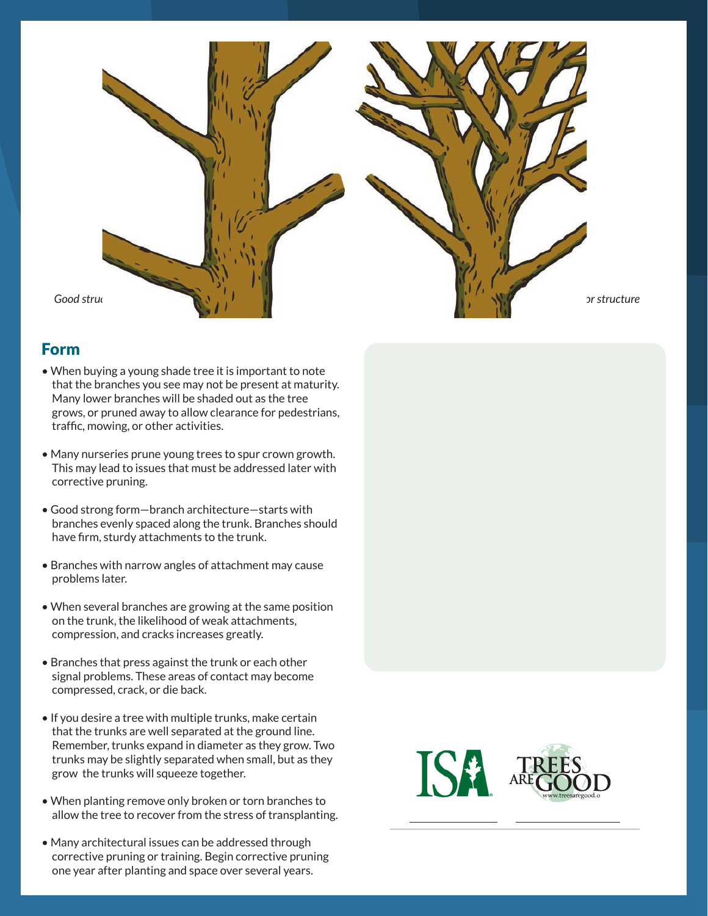*Good stru*

*or structure*

## Form

- When buying a young shade tree it is important to note that the branches you see may not be present at maturity. Many lower branches will be shaded out as the tree grows, or pruned away to allow clearance for pedestrians, traffic, mowing, or other activities.
- Many nurseries prune young trees to spur crown growth. This may lead to issues that must be addressed later with corrective pruning.
- Good strong form—branch architecture—starts with branches evenly spaced along the trunk. Branches should have firm, sturdy attachments to the trunk.
- Branches with narrow angles of attachment may cause problems later.
- When several branches are growing at the same position on the trunk, the likelihood of weak attachments, compression, and cracks increases greatly.
- Branches that press against the trunk or each other signal problems. These areas of contact may become compressed, crack, or die back.
- If you desire a tree with multiple trunks, make certain that the trunks are well separated at the ground line. Remember, trunks expand in diameter as they grow. Two trunks may be slightly separated when small, but as they grow the trunks will squeeze together.
- When planting remove only broken or torn branches to allow the tree to recover from the stress of transplanting.
- Many architectural issues can be addressed through corrective pruning or training. Begin corrective pruning one year after planting and space over several years.

ISA TREES ARE GOOD www.treesaregood.o